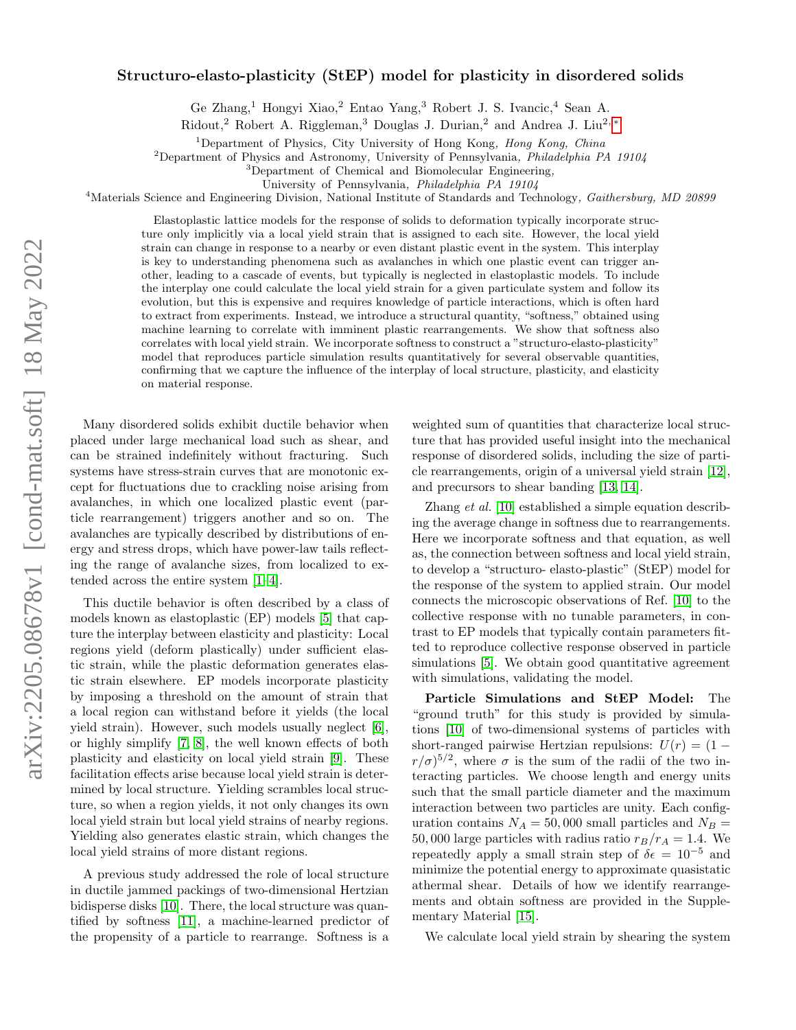# Structuro-elasto-plasticity (StEP) model for plasticity in disordered solids

Ge Zhang,[1] Hongyi Xiao,[2] Entao Yang,[3] Robert J. S. Ivancic,[4] Sean A. Ridout,[2] Robert A. Riggleman,[3] Douglas J. Durian,[2] and Andrea J. Liu[2,*]

[1]Department of Physics, City University of Hong Kong, *Hong Kong, China*
[2]Department of Physics and Astronomy, University of Pennsylvania, *Philadelphia PA 19104*
[3]Department of Chemical and Biomolecular Engineering, University of Pennsylvania, *Philadelphia PA 19104*
[4]Materials Science and Engineering Division, National Institute of Standards and Technology, *Gaithersburg, MD 20899*

Elastoplastic lattice models for the response of solids to deformation typically incorporate structure only implicitly via a local yield strain that is assigned to each site. However, the local yield strain can change in response to a nearby or even distant plastic event in the system. This interplay is key to understanding phenomena such as avalanches in which one plastic event can trigger another, leading to a cascade of events, but typically is neglected in elastoplastic models. To include the interplay one could calculate the local yield strain for a given particulate system and follow its evolution, but this is expensive and requires knowledge of particle interactions, which is often hard to extract from experiments. Instead, we introduce a structural quantity, "softness," obtained using machine learning to correlate with imminent plastic rearrangements. We show that softness also correlates with local yield strain. We incorporate softness to construct a "structuro-elasto-plasticity" model that reproduces particle simulation results quantitatively for several observable quantities, confirming that we capture the influence of the interplay of local structure, plasticity, and elasticity on material response.

Many disordered solids exhibit ductile behavior when placed under large mechanical load such as shear, and can be strained indefinitely without fracturing. Such systems have stress-strain curves that are monotonic except for fluctuations due to crackling noise arising from avalanches, in which one localized plastic event (particle rearrangement) triggers another and so on. The avalanches are typically described by distributions of energy and stress drops, which have power-law tails reflecting the range of avalanche sizes, from localized to extended across the entire system [1–4].

This ductile behavior is often described by a class of models known as elastoplastic (EP) models [5] that capture the interplay between elasticity and plasticity: Local regions yield (deform plastically) under sufficient elastic strain, while the plastic deformation generates elastic strain elsewhere. EP models incorporate plasticity by imposing a threshold on the amount of strain that a local region can withstand before it yields (the local yield strain). However, such models usually neglect [6], or highly simplify [7, 8], the well known effects of both plasticity and elasticity on local yield strain [9]. These facilitation effects arise because local yield strain is determined by local structure. Yielding scrambles local structure, so when a region yields, it not only changes its own local yield strain but local yield strains of nearby regions. Yielding also generates elastic strain, which changes the local yield strains of more distant regions.

A previous study addressed the role of local structure in ductile jammed packings of two-dimensional Hertzian bidisperse disks [10]. There, the local structure was quantified by softness [11], a machine-learned predictor of the propensity of a particle to rearrange. Softness is a weighted sum of quantities that characterize local structure that has provided useful insight into the mechanical response of disordered solids, including the size of particle rearrangements, origin of a universal yield strain [12], and precursors to shear banding [13, 14].

Zhang *et al.* [10] established a simple equation describing the average change in softness due to rearrangements. Here we incorporate softness and that equation, as well as, the connection between softness and local yield strain, to develop a "structuro- elasto-plastic" (StEP) model for the response of the system to applied strain. Our model connects the microscopic observations of Ref. [10] to the collective response with no tunable parameters, in contrast to EP models that typically contain parameters fitted to reproduce collective response observed in particle simulations [5]. We obtain good quantitative agreement with simulations, validating the model.

**Particle Simulations and StEP Model:** The "ground truth" for this study is provided by simulations [10] of two-dimensional systems of particles with short-ranged pairwise Hertzian repulsions: $U(r) = (1 - r/\sigma)^{5/2}$, where $\sigma$ is the sum of the radii of the two interacting particles. We choose length and energy units such that the small particle diameter and the maximum interaction between two particles are unity. Each configuration contains $N_A = 50,000$ small particles and $N_B = 50,000$ large particles with radius ratio $r_B/r_A = 1.4$. We repeatedly apply a small strain step of $\delta\epsilon = 10^{-5}$ and minimize the potential energy to approximate quasistatic athermal shear. Details of how we identify rearrangements and obtain softness are provided in the Supplementary Material [15].

We calculate local yield strain by shearing the system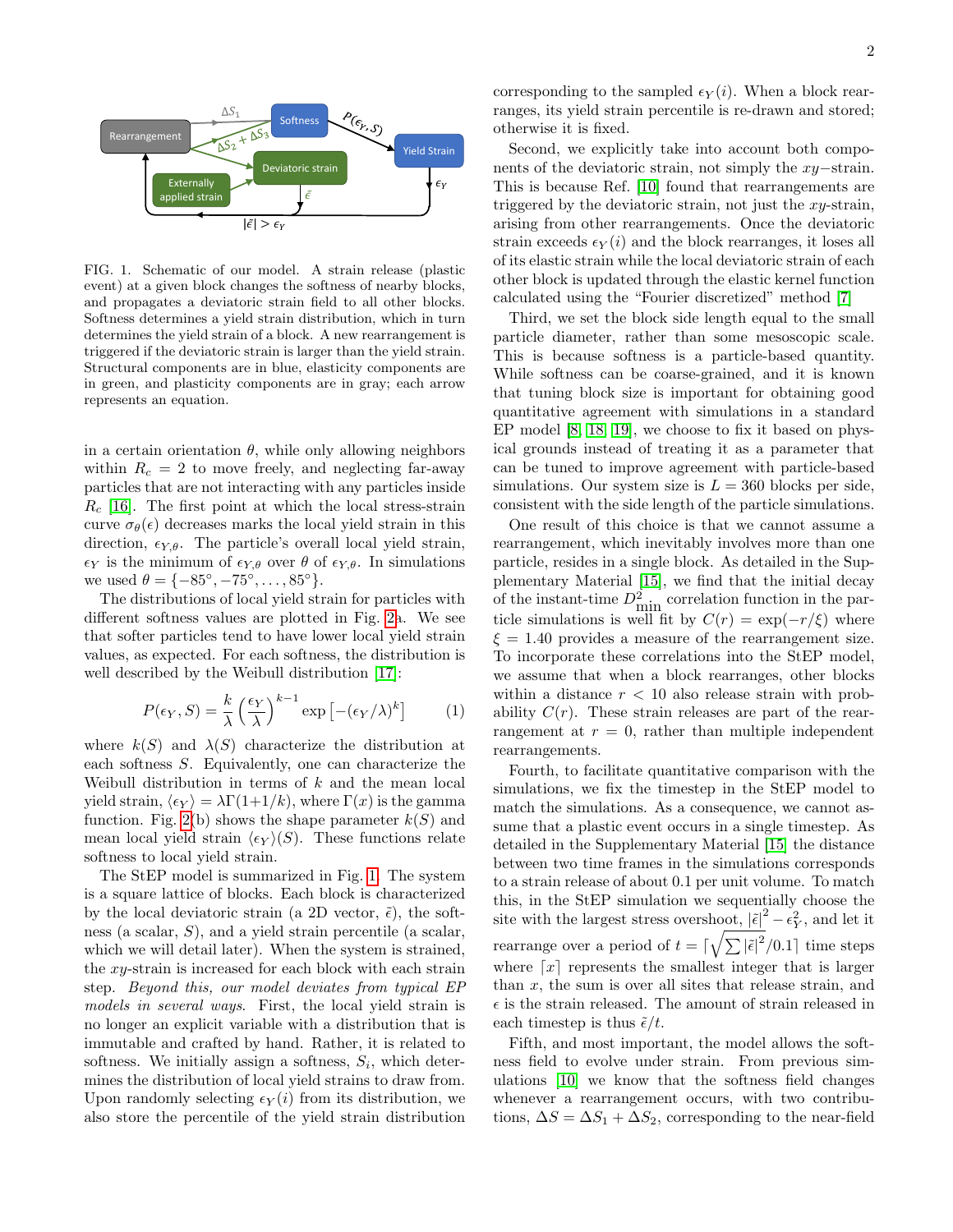FIG. 1. Schematic of our model. A strain release (plastic event) at a given block changes the softness of nearby blocks, and propagates a deviatoric strain field to all other blocks. Softness determines a yield strain distribution, which in turn determines the yield strain of a block. A new rearrangement is triggered if the deviatoric strain is larger than the yield strain. Structural components are in blue, elasticity components are in green, and plasticity components are in gray; each arrow represents an equation.

in a certain orientation $\theta$, while only allowing neighbors within $R_c = 2$ to move freely, and neglecting far-away particles that are not interacting with any particles inside $R_c$ [16]. The first point at which the local stress-strain curve $\sigma_\theta(\epsilon)$ decreases marks the local yield strain in this direction, $\epsilon_{Y,\theta}$. The particle's overall local yield strain, $\epsilon_Y$ is the minimum of $\epsilon_{Y,\theta}$ over $\theta$ of $\epsilon_{Y,\theta}$. In simulations we used $\theta = \{-85°, -75°, \ldots, 85°\}$.

The distributions of local yield strain for particles with different softness values are plotted in Fig. 2a. We see that softer particles tend to have lower local yield strain values, as expected. For each softness, the distribution is well described by the Weibull distribution [17]:

$$P(\epsilon_Y, S) = \frac{k}{\lambda}\left(\frac{\epsilon_Y}{\lambda}\right)^{k-1} \exp\left[-(\epsilon_Y/\lambda)^k\right] \tag{1}$$

where $k(S)$ and $\lambda(S)$ characterize the distribution at each softness $S$. Equivalently, one can characterize the Weibull distribution in terms of $k$ and the mean local yield strain, $\langle\epsilon_Y\rangle = \lambda\Gamma(1+1/k)$, where $\Gamma(x)$ is the gamma function. Fig. 2(b) shows the shape parameter $k(S)$ and mean local yield strain $\langle\epsilon_Y\rangle(S)$. These functions relate softness to local yield strain.

The StEP model is summarized in Fig. 1. The system is a square lattice of blocks. Each block is characterized by the local deviatoric strain (a 2D vector, $\tilde{\epsilon}$), the softness (a scalar, $S$), and a yield strain percentile (a scalar, which we will detail later). When the system is strained, the $xy$-strain is increased for each block with each strain step. *Beyond this, our model deviates from typical EP models in several ways.* First, the local yield strain is no longer an explicit variable with a distribution that is immutable and crafted by hand. Rather, it is related to softness. We initially assign a softness, $S_i$, which determines the distribution of local yield strains to draw from. Upon randomly selecting $\epsilon_Y(i)$ from its distribution, we also store the percentile of the yield strain distribution corresponding to the sampled $\epsilon_Y(i)$. When a block rearranges, its yield strain percentile is re-drawn and stored; otherwise it is fixed.

Second, we explicitly take into account both components of the deviatoric strain, not simply the $xy-$strain. This is because Ref. [10] found that rearrangements are triggered by the deviatoric strain, not just the $xy$-strain, arising from other rearrangements. Once the deviatoric strain exceeds $\epsilon_Y(i)$ and the block rearranges, it loses all of its elastic strain while the local deviatoric strain of each other block is updated through the elastic kernel function calculated using the "Fourier discretized" method [7]

Third, we set the block side length equal to the small particle diameter, rather than some mesoscopic scale. This is because softness is a particle-based quantity. While softness can be coarse-grained, and it is known that tuning block size is important for obtaining good quantitative agreement with simulations in a standard EP model [8, 18, 19], we choose to fix it based on physical grounds instead of treating it as a parameter that can be tuned to improve agreement with particle-based simulations. Our system size is $L = 360$ blocks per side, consistent with the side length of the particle simulations.

One result of this choice is that we cannot assume a rearrangement, which inevitably involves more than one particle, resides in a single block. As detailed in the Supplementary Material [15], we find that the initial decay of the instant-time $D^2_{\rm min}$ correlation function in the particle simulations is well fit by $C(r) = \exp(-r/\xi)$ where $\xi = 1.40$ provides a measure of the rearrangement size. To incorporate these correlations into the StEP model, we assume that when a block rearranges, other blocks within a distance $r < 10$ also release strain with probability $C(r)$. These strain releases are part of the rearrangement at $r = 0$, rather than multiple independent rearrangements.

Fourth, to facilitate quantitative comparison with the simulations, we fix the timestep in the StEP model to match the simulations. As a consequence, we cannot assume that a plastic event occurs in a single timestep. As detailed in the Supplementary Material [15] the distance between two time frames in the simulations corresponds to a strain release of about 0.1 per unit volume. To match this, in the StEP simulation we sequentially choose the site with the largest stress overshoot, $|\tilde{\epsilon}|^2 - \epsilon_Y^2$, and let it rearrange over a period of $t = \lceil\sqrt{\sum|\tilde{\epsilon}|^2}/0.1\rceil$ time steps where $\lceil x \rceil$ represents the smallest integer that is larger than $x$, the sum is over all sites that release strain, and $\epsilon$ is the strain released. The amount of strain released in each timestep is thus $\tilde{\epsilon}/t$.

Fifth, and most important, the model allows the softness field to evolve under strain. From previous simulations [10] we know that the softness field changes whenever a rearrangement occurs, with two contributions, $\Delta S = \Delta S_1 + \Delta S_2$, corresponding to the near-field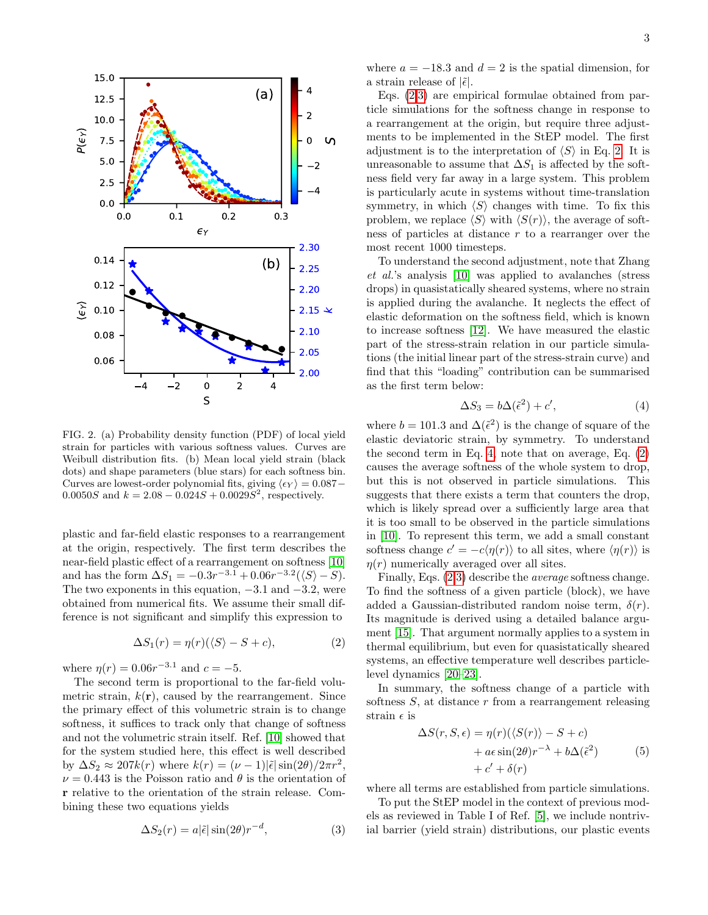FIG. 2. (a) Probability density function (PDF) of local yield strain for particles with various softness values. Curves are Weibull distribution fits. (b) Mean local yield strain (black dots) and shape parameters (blue stars) for each softness bin. Curves are lowest-order polynomial fits, giving $\langle \epsilon_Y \rangle = 0.087 - 0.0050S$ and $k = 2.08 - 0.024S + 0.0029S^2$, respectively.

plastic and far-field elastic responses to a rearrangement at the origin, respectively. The first term describes the near-field plastic effect of a rearrangement on softness [10] and has the form $\Delta S_1 = -0.3r^{-3.1} + 0.06r^{-3.2}(\langle S \rangle - S)$. The two exponents in this equation, $-3.1$ and $-3.2$, were obtained from numerical fits. We assume their small difference is not significant and simplify this expression to

$$\Delta S_1(r) = \eta(r)(\langle S \rangle - S + c), \tag{2}$$

where $\eta(r) = 0.06r^{-3.1}$ and $c = -5$.

The second term is proportional to the far-field volumetric strain, $k(\mathbf{r})$, caused by the rearrangement. Since the primary effect of this volumetric strain is to change softness, it suffices to track only that change of softness and not the volumetric strain itself. Ref. [10] showed that for the system studied here, this effect is well described by $\Delta S_2 \approx 207k(r)$ where $k(r) = (\nu - 1)|\tilde{\epsilon}|\sin(2\theta)/2\pi r^2$, $\nu = 0.443$ is the Poisson ratio and $\theta$ is the orientation of $\mathbf{r}$ relative to the orientation of the strain release. Combining these two equations yields

$$\Delta S_2(r) = a|\tilde{\epsilon}|\sin(2\theta)r^{-d}, \tag{3}$$

where $a = -18.3$ and $d = 2$ is the spatial dimension, for a strain release of $|\tilde{\epsilon}|$.

Eqs. (2,3) are empirical formulae obtained from particle simulations for the softness change in response to a rearrangement at the origin, but require three adjustments to be implemented in the StEP model. The first adjustment is to the interpretation of $\langle S \rangle$ in Eq. 2. It is unreasonable to assume that $\Delta S_1$ is affected by the softness field very far away in a large system. This problem is particularly acute in systems without time-translation symmetry, in which $\langle S \rangle$ changes with time. To fix this problem, we replace $\langle S \rangle$ with $\langle S(r) \rangle$, the average of softness of particles at distance $r$ to a rearranger over the most recent 1000 timesteps.

To understand the second adjustment, note that Zhang *et al.*'s analysis [10] was applied to avalanches (stress drops) in quasistatically sheared systems, where no strain is applied during the avalanche. It neglects the effect of elastic deformation on the softness field, which is known to increase softness [12]. We have measured the elastic part of the stress-strain relation in our particle simulations (the initial linear part of the stress-strain curve) and find that this "loading" contribution can be summarised as the first term below:

$$\Delta S_3 = b\Delta(\tilde{\epsilon}^2) + c', \tag{4}$$

where $b = 101.3$ and $\Delta(\tilde{\epsilon}^2)$ is the change of square of the elastic deviatoric strain, by symmetry. To understand the second term in Eq. 4, note that on average, Eq. (2) causes the average softness of the whole system to drop, but this is not observed in particle simulations. This suggests that there exists a term that counters the drop, which is likely spread over a sufficiently large area that it is too small to be observed in the particle simulations in [10]. To represent this term, we add a small constant softness change $c' = -c\langle \eta(r) \rangle$ to all sites, where $\langle \eta(r) \rangle$ is $\eta(r)$ numerically averaged over all sites.

Finally, Eqs. (2,3) describe the *average* softness change. To find the softness of a given particle (block), we have added a Gaussian-distributed random noise term, $\delta(r)$. Its magnitude is derived using a detailed balance argument [15]. That argument normally applies to a system in thermal equilibrium, but even for quasistatically sheared systems, an effective temperature well describes particle-level dynamics [20–23].

In summary, the softness change of a particle with softness $S$, at distance $r$ from a rearrangement releasing strain $\epsilon$ is

$$\begin{aligned}\Delta S(r, S, \epsilon) = \; & \eta(r)(\langle S(r) \rangle - S + c) \\ & + a\epsilon \sin(2\theta)r^{-\lambda} + b\Delta(\tilde{\epsilon}^2) \\ & + c' + \delta(r)\end{aligned} \tag{5}$$

where all terms are established from particle simulations.

To put the StEP model in the context of previous models as reviewed in Table I of Ref. [5], we include nontrivial barrier (yield strain) distributions, our plastic events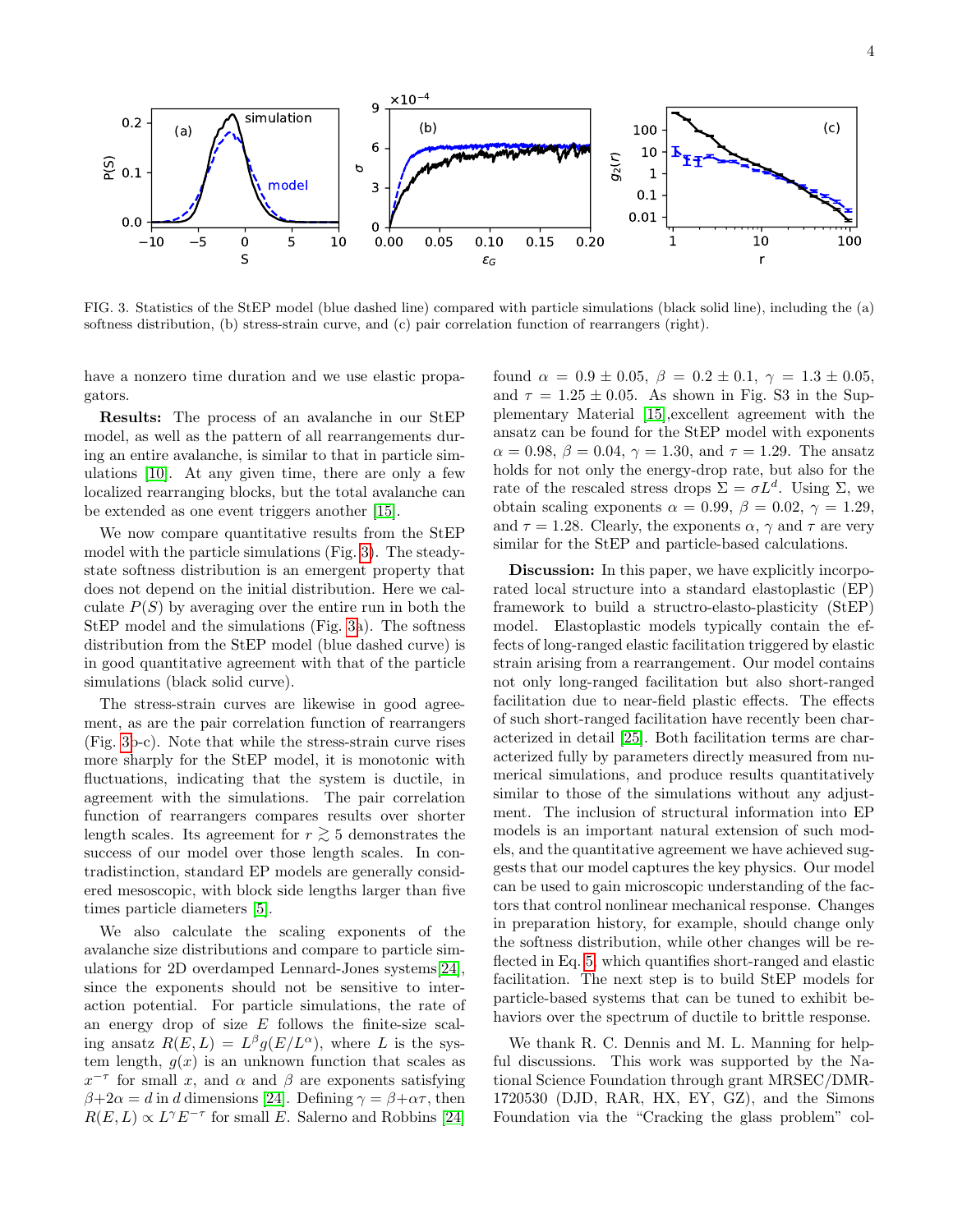FIG. 3. Statistics of the StEP model (blue dashed line) compared with particle simulations (black solid line), including the (a) softness distribution, (b) stress-strain curve, and (c) pair correlation function of rearrangers (right).

have a nonzero time duration and we use elastic propagators.

**Results:** The process of an avalanche in our StEP model, as well as the pattern of all rearrangements during an entire avalanche, is similar to that in particle simulations [10]. At any given time, there are only a few localized rearranging blocks, but the total avalanche can be extended as one event triggers another [15].

We now compare quantitative results from the StEP model with the particle simulations (Fig. 3). The steady-state softness distribution is an emergent property that does not depend on the initial distribution. Here we calculate $P(S)$ by averaging over the entire run in both the StEP model and the simulations (Fig. 3a). The softness distribution from the StEP model (blue dashed curve) is in good quantitative agreement with that of the particle simulations (black solid curve).

The stress-strain curves are likewise in good agreement, as are the pair correlation function of rearrangers (Fig. 3b-c). Note that while the stress-strain curve rises more sharply for the StEP model, it is monotonic with fluctuations, indicating that the system is ductile, in agreement with the simulations. The pair correlation function of rearrangers compares results over shorter length scales. Its agreement for $r \gtrsim 5$ demonstrates the success of our model over those length scales. In contradistinction, standard EP models are generally considered mesoscopic, with block side lengths larger than five times particle diameters [5].

We also calculate the scaling exponents of the avalanche size distributions and compare to particle simulations for 2D overdamped Lennard-Jones systems[24], since the exponents should not be sensitive to interaction potential. For particle simulations, the rate of an energy drop of size $E$ follows the finite-size scaling ansatz $R(E,L) = L^{\beta} g(E/L^{\alpha})$, where $L$ is the system length, $g(x)$ is an unknown function that scales as $x^{-\tau}$ for small $x$, and $\alpha$ and $\beta$ are exponents satisfying $\beta + 2\alpha = d$ in $d$ dimensions [24]. Defining $\gamma = \beta + \alpha\tau$, then $R(E,L) \propto L^{\gamma} E^{-\tau}$ for small $E$. Salerno and Robbins [24] found $\alpha = 0.9 \pm 0.05$, $\beta = 0.2 \pm 0.1$, $\gamma = 1.3 \pm 0.05$, and $\tau = 1.25 \pm 0.05$. As shown in Fig. S3 in the Supplementary Material [15],excellent agreement with the ansatz can be found for the StEP model with exponents $\alpha = 0.98$, $\beta = 0.04$, $\gamma = 1.30$, and $\tau = 1.29$. The ansatz holds for not only the energy-drop rate, but also for the rate of the rescaled stress drops $\Sigma = \sigma L^d$. Using $\Sigma$, we obtain scaling exponents $\alpha = 0.99$, $\beta = 0.02$, $\gamma = 1.29$, and $\tau = 1.28$. Clearly, the exponents $\alpha$, $\gamma$ and $\tau$ are very similar for the StEP and particle-based calculations.

**Discussion:** In this paper, we have explicitly incorporated local structure into a standard elastoplastic (EP) framework to build a structro-elasto-plasticity (StEP) model. Elastoplastic models typically contain the effects of long-ranged elastic facilitation triggered by elastic strain arising from a rearrangement. Our model contains not only long-ranged facilitation but also short-ranged facilitation due to near-field plastic effects. The effects of such short-ranged facilitation have recently been characterized in detail [25]. Both facilitation terms are characterized fully by parameters directly measured from numerical simulations, and produce results quantitatively similar to those of the simulations without any adjustment. The inclusion of structural information into EP models is an important natural extension of such models, and the quantitative agreement we have achieved suggests that our model captures the key physics. Our model can be used to gain microscopic understanding of the factors that control nonlinear mechanical response. Changes in preparation history, for example, should change only the softness distribution, while other changes will be reflected in Eq. 5 which quantifies short-ranged and elastic facilitation. The next step is to build StEP models for particle-based systems that can be tuned to exhibit behaviors over the spectrum of ductile to brittle response.

We thank R. C. Dennis and M. L. Manning for helpful discussions. This work was supported by the National Science Foundation through grant MRSEC/DMR-1720530 (DJD, RAR, HX, EY, GZ), and the Simons Foundation via the "Cracking the glass problem" col-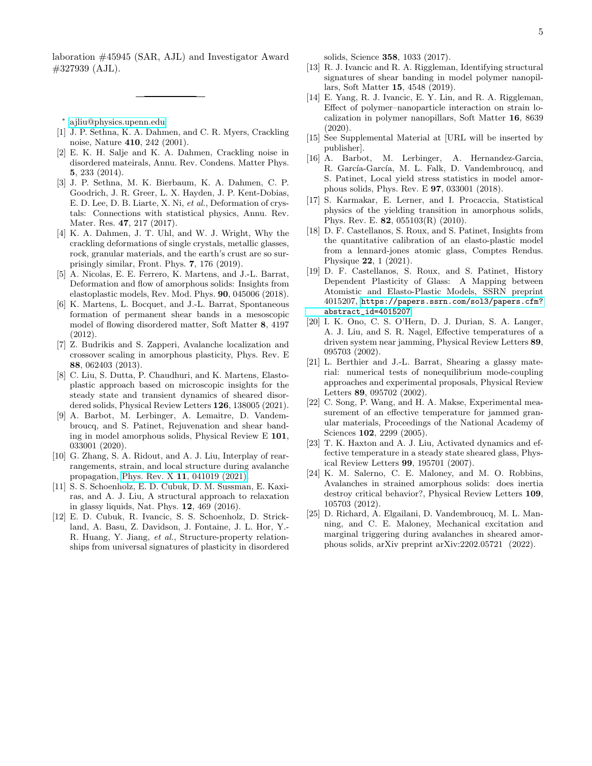laboration #45945 (SAR, AJL) and Investigator Award #327939 (AJL).

---

\* ajliu@physics.upenn.edu

[1] J. P. Sethna, K. A. Dahmen, and C. R. Myers, Crackling noise, Nature **410**, 242 (2001).

[2] E. K. H. Salje and K. A. Dahmen, Crackling noise in disordered mateirals, Annu. Rev. Condens. Matter Phys. **5**, 233 (2014).

[3] J. P. Sethna, M. K. Bierbaum, K. A. Dahmen, C. P. Goodrich, J. R. Greer, L. X. Hayden, J. P. Kent-Dobias, E. D. Lee, D. B. Liarte, X. Ni, *et al.*, Deformation of crystals: Connections with statistical physics, Annu. Rev. Mater. Res. **47**, 217 (2017).

[4] K. A. Dahmen, J. T. Uhl, and W. J. Wright, Why the crackling deformations of single crystals, metallic glasses, rock, granular materials, and the earth's crust are so surprisingly similar, Front. Phys. **7**, 176 (2019).

[5] A. Nicolas, E. E. Ferrero, K. Martens, and J.-L. Barrat, Deformation and flow of amorphous solids: Insights from elastoplastic models, Rev. Mod. Phys. **90**, 045006 (2018).

[6] K. Martens, L. Bocquet, and J.-L. Barrat, Spontaneous formation of permanent shear bands in a mesoscopic model of flowing disordered matter, Soft Matter **8**, 4197 (2012).

[7] Z. Budrikis and S. Zapperi, Avalanche localization and crossover scaling in amorphous plasticity, Phys. Rev. E **88**, 062403 (2013).

[8] C. Liu, S. Dutta, P. Chaudhuri, and K. Martens, Elastoplastic approach based on microscopic insights for the steady state and transient dynamics of sheared disordered solids, Physical Review Letters **126**, 138005 (2021).

[9] A. Barbot, M. Lerbinger, A. Lemaitre, D. Vandembroucq, and S. Patinet, Rejuvenation and shear banding in model amorphous solids, Physical Review E **101**, 033001 (2020).

[10] G. Zhang, S. A. Ridout, and A. J. Liu, Interplay of rearrangements, strain, and local structure during avalanche propagation, Phys. Rev. X **11**, 041019 (2021).

[11] S. S. Schoenholz, E. D. Cubuk, D. M. Sussman, E. Kaxiras, and A. J. Liu, A structural approach to relaxation in glassy liquids, Nat. Phys. **12**, 469 (2016).

[12] E. D. Cubuk, R. Ivancic, S. S. Schoenholz, D. Strickland, A. Basu, Z. Davidson, J. Fontaine, J. L. Hor, Y.-R. Huang, Y. Jiang, *et al.*, Structure-property relationships from universal signatures of plasticity in disordered solids, Science **358**, 1033 (2017).

[13] R. J. Ivancic and R. A. Riggleman, Identifying structural signatures of shear banding in model polymer nanopillars, Soft Matter **15**, 4548 (2019).

[14] E. Yang, R. J. Ivancic, E. Y. Lin, and R. A. Riggleman, Effect of polymer–nanoparticle interaction on strain localization in polymer nanopillars, Soft Matter **16**, 8639 (2020).

[15] See Supplemental Material at [URL will be inserted by publisher].

[16] A. Barbot, M. Lerbinger, A. Hernandez-Garcia, R. García-García, M. L. Falk, D. Vandembroucq, and S. Patinet, Local yield stress statistics in model amorphous solids, Phys. Rev. E **97**, 033001 (2018).

[17] S. Karmakar, E. Lerner, and I. Procaccia, Statistical physics of the yielding transition in amorphous solids, Phys. Rev. E. **82**, 055103(R) (2010).

[18] D. F. Castellanos, S. Roux, and S. Patinet, Insights from the quantitative calibration of an elasto-plastic model from a lennard-jones atomic glass, Comptes Rendus. Physique **22**, 1 (2021).

[19] D. F. Castellanos, S. Roux, and S. Patinet, History Dependent Plasticity of Glass: A Mapping between Atomistic and Elasto-Plastic Models, SSRN preprint 4015207, https://papers.ssrn.com/sol3/papers.cfm?abstract_id=4015207.

[20] I. K. Ono, C. S. O'Hern, D. J. Durian, S. A. Langer, A. J. Liu, and S. R. Nagel, Effective temperatures of a driven system near jamming, Physical Review Letters **89**, 095703 (2002).

[21] L. Berthier and J.-L. Barrat, Shearing a glassy material: numerical tests of nonequilibrium mode-coupling approaches and experimental proposals, Physical Review Letters **89**, 095702 (2002).

[22] C. Song, P. Wang, and H. A. Makse, Experimental measurement of an effective temperature for jammed granular materials, Proceedings of the National Academy of Sciences **102**, 2299 (2005).

[23] T. K. Haxton and A. J. Liu, Activated dynamics and effective temperature in a steady state sheared glass, Physical Review Letters **99**, 195701 (2007).

[24] K. M. Salerno, C. E. Maloney, and M. O. Robbins, Avalanches in strained amorphous solids: does inertia destroy critical behavior?, Physical Review Letters **109**, 105703 (2012).

[25] D. Richard, A. Elgailani, D. Vandembroucq, M. L. Manning, and C. E. Maloney, Mechanical excitation and marginal triggering during avalanches in sheared amorphous solids, arXiv preprint arXiv:2202.05721 (2022).